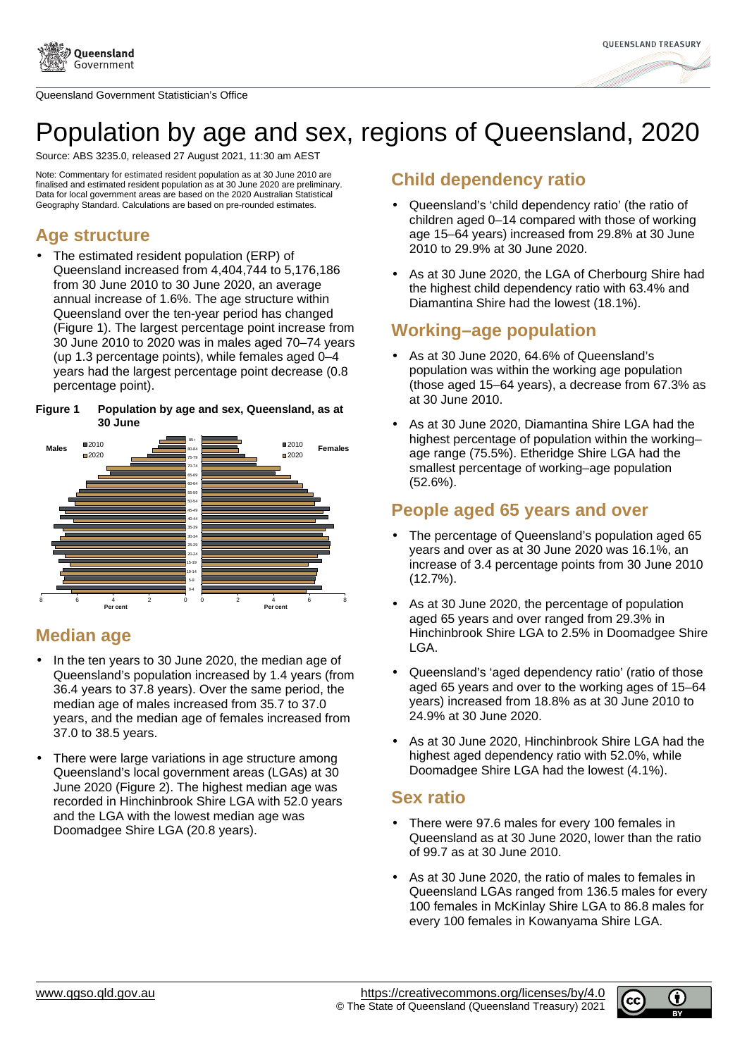Queensland Government Statistician's Office

# Population by age and sex, regions of Queensland, 2020

Source: ABS 3235.0, released 27 August 2021, 11:30 am AEST

Note: Commentary for estimated resident population as at 30 June 2010 are finalised and estimated resident population as at 30 June 2020 are preliminary. Data for local government areas are based on the 2020 Australian Statistical Geography Standard. Calculations are based on pre-rounded estimates.

## Age structure

- The estimated resident population (ERP) of Queensland increased from 4,404,744 to 5,176,186 from 30 June 2010 to 30 June 2020, an average annual increase of 1.6%. The age structure within Queensland over the ten-year period has changed (Figure 1). The largest percentage point increase from 30 June 2010 to 2020 was in males aged 70–74 years (up 1.3 percentage points), while females aged 0–4 years had the largest percentage point decrease (0.8 percentage point).

**Figure 1 Population by age and sex, Queensland, as at 30 June**

## Median age

- In the ten years to 30 June 2020, the median age of Queensland's population increased by 1.4 years (from 36.4 years to 37.8 years). Over the same period, the median age of males increased from 35.7 to 37.0 years, and the median age of females increased from 37.0 to 38.5 years.

- There were large variations in age structure among Queensland's local government areas (LGAs) at 30 June 2020 (Figure 2). The highest median age was recorded in Hinchinbrook Shire LGA with 52.0 years and the LGA with the lowest median age was Doomadgee Shire LGA (20.8 years).

## Child dependency ratio

- Queensland's 'child dependency ratio' (the ratio of children aged 0–14 compared with those of working age 15–64 years) increased from 29.8% at 30 June 2010 to 29.9% at 30 June 2020.

- As at 30 June 2020, the LGA of Cherbourg Shire had the highest child dependency ratio with 63.4% and Diamantina Shire had the lowest (18.1%).

## Working–age population

- As at 30 June 2020, 64.6% of Queensland's population was within the working age population (those aged 15–64 years), a decrease from 67.3% as at 30 June 2010.

- As at 30 June 2020, Diamantina Shire LGA had the highest percentage of population within the working–age range (75.5%). Etheridge Shire LGA had the smallest percentage of working–age population (52.6%).

## People aged 65 years and over

- The percentage of Queensland's population aged 65 years and over as at 30 June 2020 was 16.1%, an increase of 3.4 percentage points from 30 June 2010 (12.7%).

- As at 30 June 2020, the percentage of population aged 65 years and over ranged from 29.3% in Hinchinbrook Shire LGA to 2.5% in Doomadgee Shire LGA.

- Queensland's 'aged dependency ratio' (ratio of those aged 65 years and over to the working ages of 15–64 years) increased from 18.8% as at 30 June 2010 to 24.9% at 30 June 2020.

- As at 30 June 2020, Hinchinbrook Shire LGA had the highest aged dependency ratio with 52.0%, while Doomadgee Shire LGA had the lowest (4.1%).

## Sex ratio

- There were 97.6 males for every 100 females in Queensland as at 30 June 2020, lower than the ratio of 99.7 as at 30 June 2010.

- As at 30 June 2020, the ratio of males to females in Queensland LGAs ranged from 136.5 males for every 100 females in McKinlay Shire LGA to 86.8 males for every 100 females in Kowanyama Shire LGA.

www.qgso.qld.gov.au

https://creativecommons.org/licenses/by/4.0
© The State of Queensland (Queensland Treasury) 2021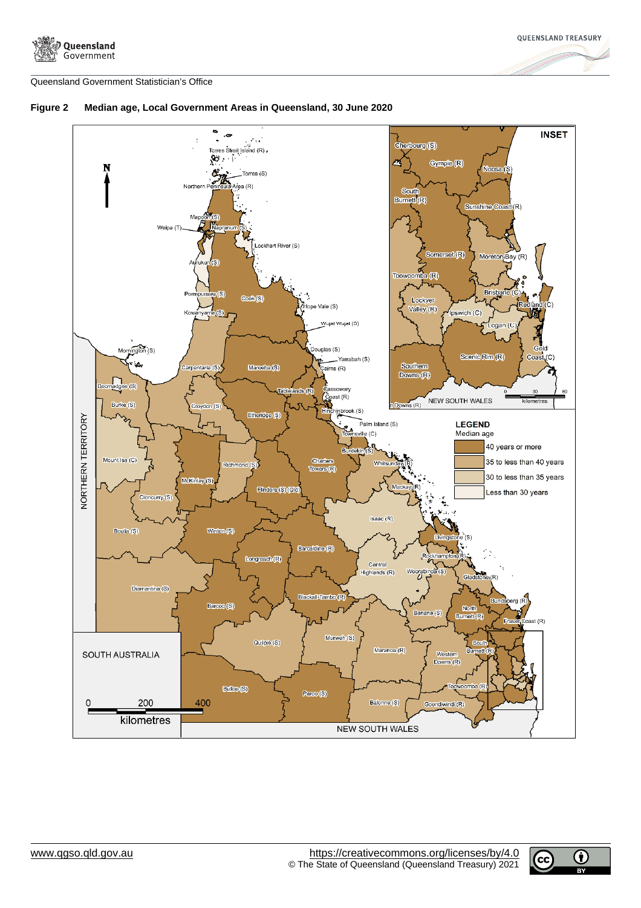Queensland Government Statistician's Office

**Figure 2 Median age, Local Government Areas in Queensland, 30 June 2020**

INSET

Cherbourg (S)
Gympie (R)
Noosa (S)
South Burnett (R)
Sunshine Coast (R)
Somerset (R)
Moreton Bay (R)
Toowoomba (R)
Brisbane (C)
Lockyer Valley (R)
Ipswich (C)
Redland (C)
Logan (C)
Gold Coast (C)
Scenic Rim (R)
Southern Downs (R)
n Downs (R)
NEW SOUTH WALES
0 30 60
kilometres

Torres Strait Island (R)
Torres (S)
Northern Peninsula Area (R)
Mapoon (S)
Weipa (T)
Napranum (S)
Lockhart River (S)
Aurukun (S)
Pormpuraaw (S)
Cook (S)
Kowanyama (S)
Hope Vale (S)
Wujal Wujal (S)
Mornington (S)
Douglas (S)
Yarrabah (S)
Carpentaria (S)
Mareeba (S)
Cairns (R)
Doomadgee (S)
Tablelands (R)
Cassowary Coast (R)
Burke (S)
Croydon (S)
Hinchinbrook (S)
Etheridge (S)
Palm Island (S)
Townsville (C)
Burdekin (S)
Mount Isa (C)
Charters Towers (R)
Whitsunday (R)
Richmond (S)
McKinlay (S)
Flinders (S) (Qld)
Mackay (R)
Cloncurry (S)
Isaac (R)
Boulia (S)
Winton (S)
Livingstone (S)
Barcaldine (R)
Rockhampton (R)
Longreach (R)
Central Highlands (R)
Woorabinda (S)
Gladstone (R)
Diamantina (S)
Blackall-Tambo (R)
Bundaberg (R)
Barcoo (S)
North Burnett (R)
Banana (S)
Fraser Coast (R)
Murweh (S)
South Burnett (R)
Quilpie (S)
Maranoa (R)
Western Downs (R)
Toowoomba (R)
Bulloo (S)
Paroo (S)
Balonne (S)
Goondiwindi (R)

NORTHERN TERRITORY
SOUTH AUSTRALIA
NEW SOUTH WALES

0 200 400
kilometres

LEGEND
Median age
40 years or more
35 to less than 40 years
30 to less than 35 years
Less than 30 years

www.qgso.qld.gov.au
https://creativecommons.org/licenses/by/4.0
© The State of Queensland (Queensland Treasury) 2021